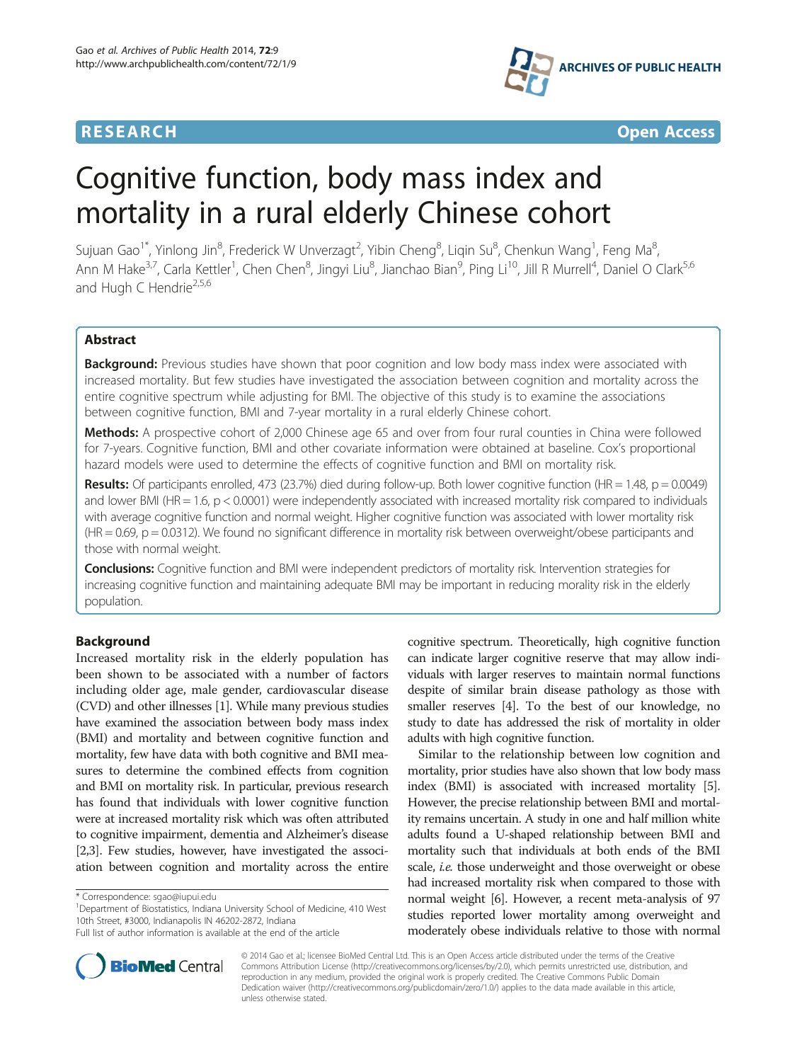RESEARCH Open Access

# Cognitive function, body mass index and mortality in a rural elderly Chinese cohort

Sujuan Gao[1*], Yinlong Jin[8], Frederick W Unverzagt[2], Yibin Cheng[8], Liqin Su[8], Chenkun Wang[1], Feng Ma[8], Ann M Hake[3,7], Carla Kettler[1], Chen Chen[8], Jingyi Liu[8], Jianchao Bian[9], Ping Li[10], Jill R Murrell[4], Daniel O Clark[5,6] and Hugh C Hendrie[2,5,6]

## Abstract

**Background:** Previous studies have shown that poor cognition and low body mass index were associated with increased mortality. But few studies have investigated the association between cognition and mortality across the entire cognitive spectrum while adjusting for BMI. The objective of this study is to examine the associations between cognitive function, BMI and 7-year mortality in a rural elderly Chinese cohort.

**Methods:** A prospective cohort of 2,000 Chinese age 65 and over from four rural counties in China were followed for 7-years. Cognitive function, BMI and other covariate information were obtained at baseline. Cox's proportional hazard models were used to determine the effects of cognitive function and BMI on mortality risk.

**Results:** Of participants enrolled, 473 (23.7%) died during follow-up. Both lower cognitive function (HR = 1.48, $p = 0.0049$) and lower BMI (HR = 1.6, $p < 0.0001$) were independently associated with increased mortality risk compared to individuals with average cognitive function and normal weight. Higher cognitive function was associated with lower mortality risk (HR = 0.69, $p = 0.0312$). We found no significant difference in mortality risk between overweight/obese participants and those with normal weight.

**Conclusions:** Cognitive function and BMI were independent predictors of mortality risk. Intervention strategies for increasing cognitive function and maintaining adequate BMI may be important in reducing morality risk in the elderly population.

## Background

Increased mortality risk in the elderly population has been shown to be associated with a number of factors including older age, male gender, cardiovascular disease (CVD) and other illnesses [1]. While many previous studies have examined the association between body mass index (BMI) and mortality and between cognitive function and mortality, few have data with both cognitive and BMI measures to determine the combined effects from cognition and BMI on mortality risk. In particular, previous research has found that individuals with lower cognitive function were at increased mortality risk which was often attributed to cognitive impairment, dementia and Alzheimer's disease [2,3]. Few studies, however, have investigated the association between cognition and mortality across the entire cognitive spectrum. Theoretically, high cognitive function can indicate larger cognitive reserve that may allow individuals with larger reserves to maintain normal functions despite of similar brain disease pathology as those with smaller reserves [4]. To the best of our knowledge, no study to date has addressed the risk of mortality in older adults with high cognitive function.

Similar to the relationship between low cognition and mortality, prior studies have also shown that low body mass index (BMI) is associated with increased mortality [5]. However, the precise relationship between BMI and mortality remains uncertain. A study in one and half million white adults found a U-shaped relationship between BMI and mortality such that individuals at both ends of the BMI scale, *i.e.* those underweight and those overweight or obese had increased mortality risk when compared to those with normal weight [6]. However, a recent meta-analysis of 97 studies reported lower mortality among overweight and moderately obese individuals relative to those with normal

\* Correspondence: sgao@iupui.edu
[1]Department of Biostatistics, Indiana University School of Medicine, 410 West 10th Street, #3000, Indianapolis IN 46202-2872, Indiana
Full list of author information is available at the end of the article

© 2014 Gao et al.; licensee BioMed Central Ltd. This is an Open Access article distributed under the terms of the Creative Commons Attribution License (http://creativecommons.org/licenses/by/2.0), which permits unrestricted use, distribution, and reproduction in any medium, provided the original work is properly credited. The Creative Commons Public Domain Dedication waiver (http://creativecommons.org/publicdomain/zero/1.0/) applies to the data made available in this article, unless otherwise stated.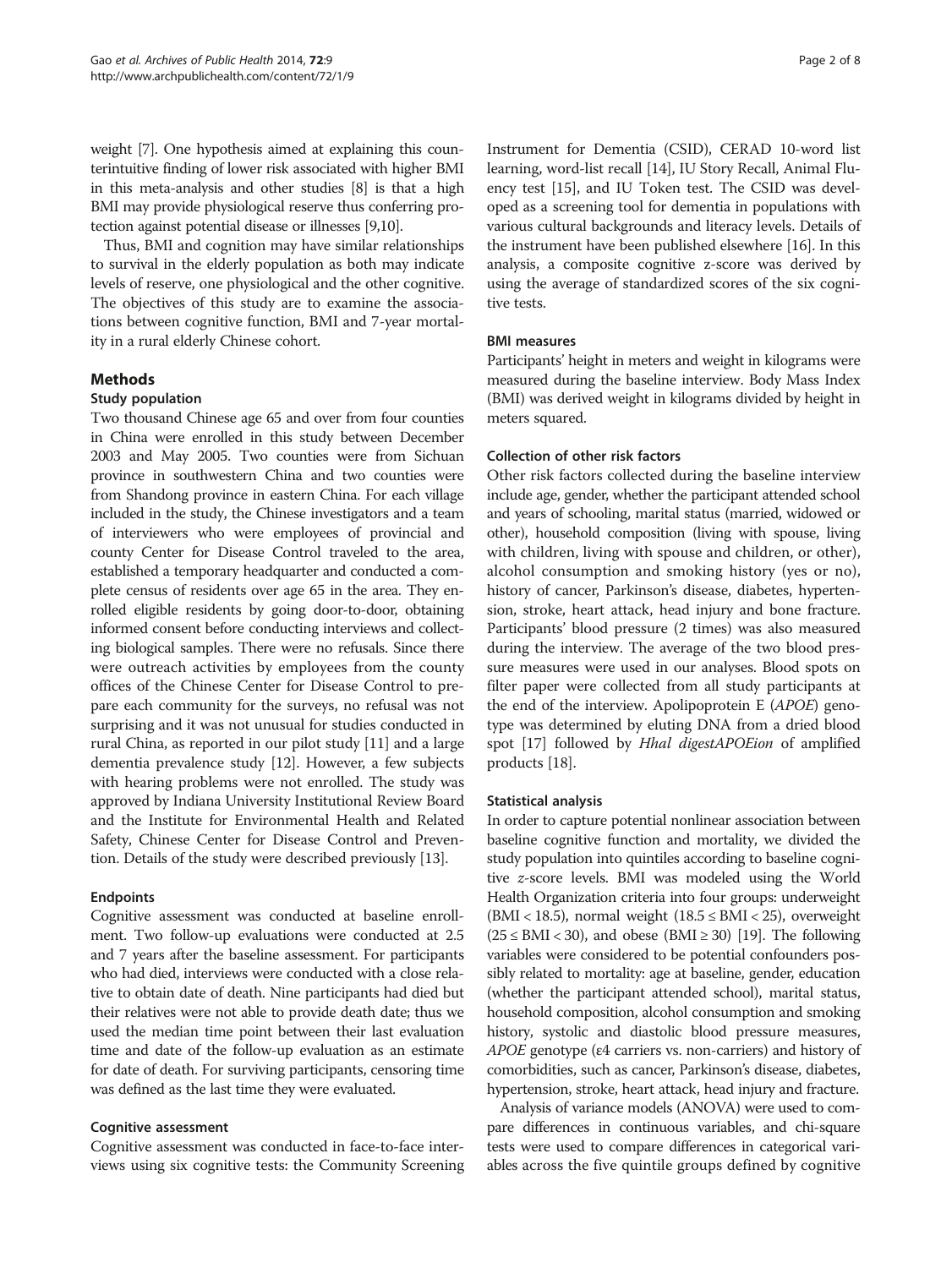weight [7]. One hypothesis aimed at explaining this counterintuitive finding of lower risk associated with higher BMI in this meta-analysis and other studies [8] is that a high BMI may provide physiological reserve thus conferring protection against potential disease or illnesses [9,10].

Thus, BMI and cognition may have similar relationships to survival in the elderly population as both may indicate levels of reserve, one physiological and the other cognitive. The objectives of this study are to examine the associations between cognitive function, BMI and 7-year mortality in a rural elderly Chinese cohort.

## Methods

### Study population

Two thousand Chinese age 65 and over from four counties in China were enrolled in this study between December 2003 and May 2005. Two counties were from Sichuan province in southwestern China and two counties were from Shandong province in eastern China. For each village included in the study, the Chinese investigators and a team of interviewers who were employees of provincial and county Center for Disease Control traveled to the area, established a temporary headquarter and conducted a complete census of residents over age 65 in the area. They enrolled eligible residents by going door-to-door, obtaining informed consent before conducting interviews and collecting biological samples. There were no refusals. Since there were outreach activities by employees from the county offices of the Chinese Center for Disease Control to prepare each community for the surveys, no refusal was not surprising and it was not unusual for studies conducted in rural China, as reported in our pilot study [11] and a large dementia prevalence study [12]. However, a few subjects with hearing problems were not enrolled. The study was approved by Indiana University Institutional Review Board and the Institute for Environmental Health and Related Safety, Chinese Center for Disease Control and Prevention. Details of the study were described previously [13].

#### Endpoints

Cognitive assessment was conducted at baseline enrollment. Two follow-up evaluations were conducted at 2.5 and 7 years after the baseline assessment. For participants who had died, interviews were conducted with a close relative to obtain date of death. Nine participants had died but their relatives were not able to provide death date; thus we used the median time point between their last evaluation time and date of the follow-up evaluation as an estimate for date of death. For surviving participants, censoring time was defined as the last time they were evaluated.

#### Cognitive assessment

Cognitive assessment was conducted in face-to-face interviews using six cognitive tests: the Community Screening Instrument for Dementia (CSID), CERAD 10-word list learning, word-list recall [14], IU Story Recall, Animal Fluency test [15], and IU Token test. The CSID was developed as a screening tool for dementia in populations with various cultural backgrounds and literacy levels. Details of the instrument have been published elsewhere [16]. In this analysis, a composite cognitive z-score was derived by using the average of standardized scores of the six cognitive tests.

#### BMI measures

Participants' height in meters and weight in kilograms were measured during the baseline interview. Body Mass Index (BMI) was derived weight in kilograms divided by height in meters squared.

#### Collection of other risk factors

Other risk factors collected during the baseline interview include age, gender, whether the participant attended school and years of schooling, marital status (married, widowed or other), household composition (living with spouse, living with children, living with spouse and children, or other), alcohol consumption and smoking history (yes or no), history of cancer, Parkinson's disease, diabetes, hypertension, stroke, heart attack, head injury and bone fracture. Participants' blood pressure (2 times) was also measured during the interview. The average of the two blood pressure measures were used in our analyses. Blood spots on filter paper were collected from all study participants at the end of the interview. Apolipoprotein E (*APOE*) genotype was determined by eluting DNA from a dried blood spot [17] followed by *HhaI digestAPOEion* of amplified products [18].

#### Statistical analysis

In order to capture potential nonlinear association between baseline cognitive function and mortality, we divided the study population into quintiles according to baseline cognitive *z*-score levels. BMI was modeled using the World Health Organization criteria into four groups: underweight ($BMI < 18.5$), normal weight ($18.5 \leq BMI < 25$), overweight ($25 \leq BMI < 30$), and obese ($BMI \geq 30$) [19]. The following variables were considered to be potential confounders possibly related to mortality: age at baseline, gender, education (whether the participant attended school), marital status, household composition, alcohol consumption and smoking history, systolic and diastolic blood pressure measures, *APOE* genotype ($\varepsilon 4$ carriers vs. non-carriers) and history of comorbidities, such as cancer, Parkinson's disease, diabetes, hypertension, stroke, heart attack, head injury and fracture.

Analysis of variance models (ANOVA) were used to compare differences in continuous variables, and chi-square tests were used to compare differences in categorical variables across the five quintile groups defined by cognitive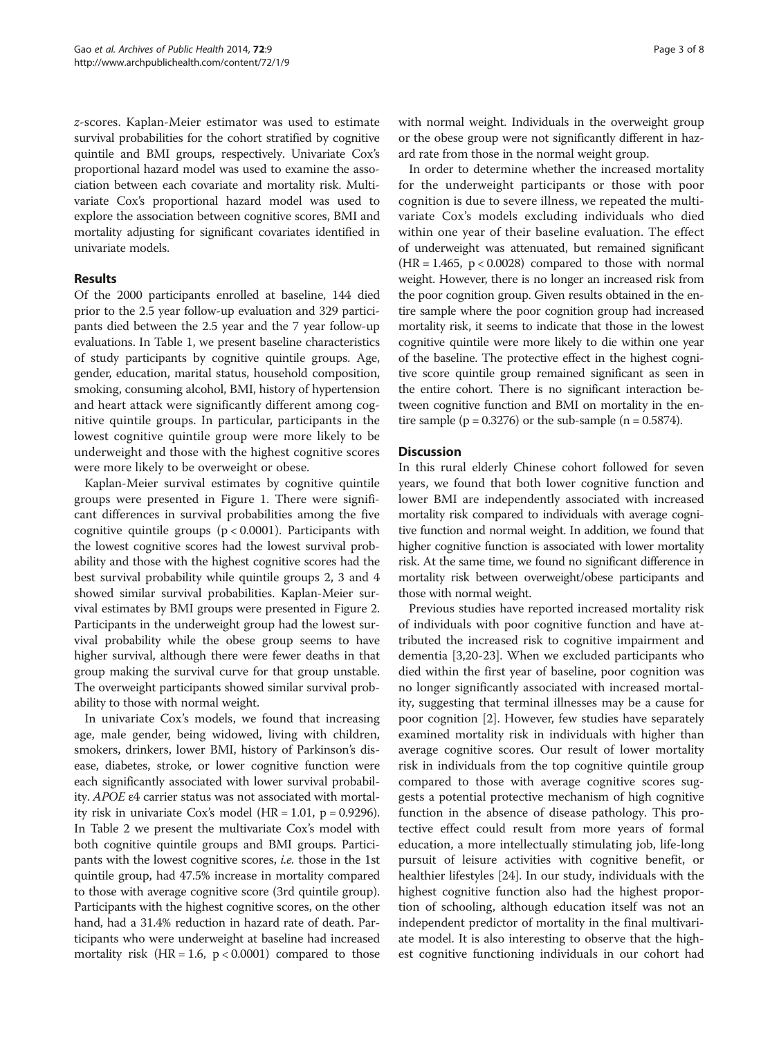*z*-scores. Kaplan-Meier estimator was used to estimate survival probabilities for the cohort stratified by cognitive quintile and BMI groups, respectively. Univariate Cox's proportional hazard model was used to examine the association between each covariate and mortality risk. Multivariate Cox's proportional hazard model was used to explore the association between cognitive scores, BMI and mortality adjusting for significant covariates identified in univariate models.

## Results

Of the 2000 participants enrolled at baseline, 144 died prior to the 2.5 year follow-up evaluation and 329 participants died between the 2.5 year and the 7 year follow-up evaluations. In Table 1, we present baseline characteristics of study participants by cognitive quintile groups. Age, gender, education, marital status, household composition, smoking, consuming alcohol, BMI, history of hypertension and heart attack were significantly different among cognitive quintile groups. In particular, participants in the lowest cognitive quintile group were more likely to be underweight and those with the highest cognitive scores were more likely to be overweight or obese.

Kaplan-Meier survival estimates by cognitive quintile groups were presented in Figure 1. There were significant differences in survival probabilities among the five cognitive quintile groups ($p < 0.0001$). Participants with the lowest cognitive scores had the lowest survival probability and those with the highest cognitive scores had the best survival probability while quintile groups 2, 3 and 4 showed similar survival probabilities. Kaplan-Meier survival estimates by BMI groups were presented in Figure 2. Participants in the underweight group had the lowest survival probability while the obese group seems to have higher survival, although there were fewer deaths in that group making the survival curve for that group unstable. The overweight participants showed similar survival probability to those with normal weight.

In univariate Cox's models, we found that increasing age, male gender, being widowed, living with children, smokers, drinkers, lower BMI, history of Parkinson's disease, diabetes, stroke, or lower cognitive function were each significantly associated with lower survival probability. *APOE* ε4 carrier status was not associated with mortality risk in univariate Cox's model (HR = 1.01, $p = 0.9296$). In Table 2 we present the multivariate Cox's model with both cognitive quintile groups and BMI groups. Participants with the lowest cognitive scores, *i.e.* those in the 1st quintile group, had 47.5% increase in mortality compared to those with average cognitive score (3rd quintile group). Participants with the highest cognitive scores, on the other hand, had a 31.4% reduction in hazard rate of death. Participants who were underweight at baseline had increased mortality risk (HR = 1.6, $p < 0.0001$) compared to those with normal weight. Individuals in the overweight group or the obese group were not significantly different in hazard rate from those in the normal weight group.

In order to determine whether the increased mortality for the underweight participants or those with poor cognition is due to severe illness, we repeated the multivariate Cox's models excluding individuals who died within one year of their baseline evaluation. The effect of underweight was attenuated, but remained significant (HR = 1.465, $p < 0.0028$) compared to those with normal weight. However, there is no longer an increased risk from the poor cognition group. Given results obtained in the entire sample where the poor cognition group had increased mortality risk, it seems to indicate that those in the lowest cognitive quintile were more likely to die within one year of the baseline. The protective effect in the highest cognitive score quintile group remained significant as seen in the entire cohort. There is no significant interaction between cognitive function and BMI on mortality in the entire sample ($p = 0.3276$) or the sub-sample ($n = 0.5874$).

## Discussion

In this rural elderly Chinese cohort followed for seven years, we found that both lower cognitive function and lower BMI are independently associated with increased mortality risk compared to individuals with average cognitive function and normal weight. In addition, we found that higher cognitive function is associated with lower mortality risk. At the same time, we found no significant difference in mortality risk between overweight/obese participants and those with normal weight.

Previous studies have reported increased mortality risk of individuals with poor cognitive function and have attributed the increased risk to cognitive impairment and dementia [3,20-23]. When we excluded participants who died within the first year of baseline, poor cognition was no longer significantly associated with increased mortality, suggesting that terminal illnesses may be a cause for poor cognition [2]. However, few studies have separately examined mortality risk in individuals with higher than average cognitive scores. Our result of lower mortality risk in individuals from the top cognitive quintile group compared to those with average cognitive scores suggests a potential protective mechanism of high cognitive function in the absence of disease pathology. This protective effect could result from more years of formal education, a more intellectually stimulating job, life-long pursuit of leisure activities with cognitive benefit, or healthier lifestyles [24]. In our study, individuals with the highest cognitive function also had the highest proportion of schooling, although education itself was not an independent predictor of mortality in the final multivariate model. It is also interesting to observe that the highest cognitive functioning individuals in our cohort had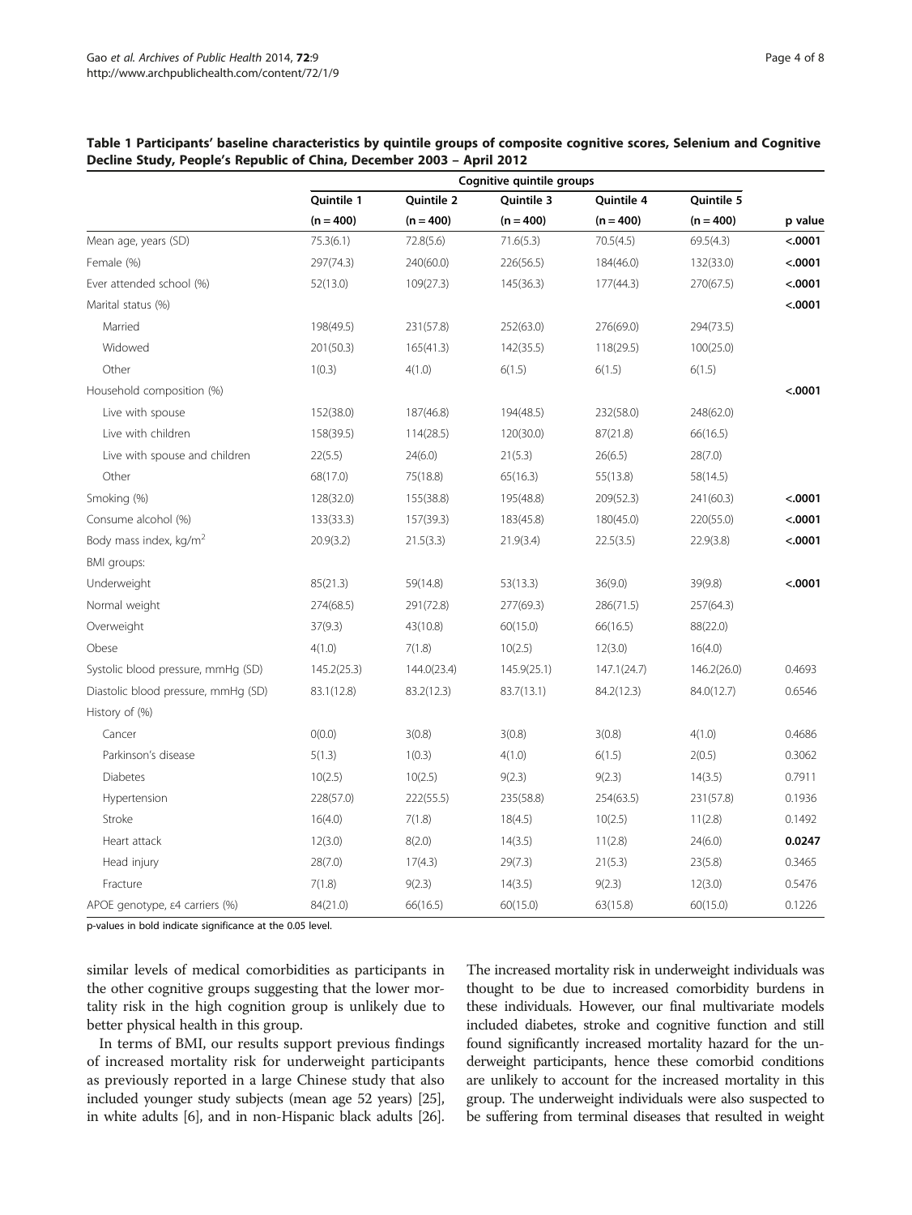**Table 1 Participants' baseline characteristics by quintile groups of composite cognitive scores, Selenium and Cognitive Decline Study, People's Republic of China, December 2003 – April 2012**

| | Cognitive quintile groups | | | | | |
|---|---|---|---|---|---|---|
| | Quintile 1 | Quintile 2 | Quintile 3 | Quintile 4 | Quintile 5 | |
| | (n = 400) | (n = 400) | (n = 400) | (n = 400) | (n = 400) | p value |
| Mean age, years (SD) | 75.3(6.1) | 72.8(5.6) | 71.6(5.3) | 70.5(4.5) | 69.5(4.3) | **<.0001** |
| Female (%) | 297(74.3) | 240(60.0) | 226(56.5) | 184(46.0) | 132(33.0) | **<.0001** |
| Ever attended school (%) | 52(13.0) | 109(27.3) | 145(36.3) | 177(44.3) | 270(67.5) | **<.0001** |
| Marital status (%) | | | | | | **<.0001** |
| Married | 198(49.5) | 231(57.8) | 252(63.0) | 276(69.0) | 294(73.5) | |
| Widowed | 201(50.3) | 165(41.3) | 142(35.5) | 118(29.5) | 100(25.0) | |
| Other | 1(0.3) | 4(1.0) | 6(1.5) | 6(1.5) | 6(1.5) | |
| Household composition (%) | | | | | | **<.0001** |
| Live with spouse | 152(38.0) | 187(46.8) | 194(48.5) | 232(58.0) | 248(62.0) | |
| Live with children | 158(39.5) | 114(28.5) | 120(30.0) | 87(21.8) | 66(16.5) | |
| Live with spouse and children | 22(5.5) | 24(6.0) | 21(5.3) | 26(6.5) | 28(7.0) | |
| Other | 68(17.0) | 75(18.8) | 65(16.3) | 55(13.8) | 58(14.5) | |
| Smoking (%) | 128(32.0) | 155(38.8) | 195(48.8) | 209(52.3) | 241(60.3) | **<.0001** |
| Consume alcohol (%) | 133(33.3) | 157(39.3) | 183(45.8) | 180(45.0) | 220(55.0) | **<.0001** |
| Body mass index, kg/m$^2$ | 20.9(3.2) | 21.5(3.3) | 21.9(3.4) | 22.5(3.5) | 22.9(3.8) | **<.0001** |
| BMI groups: | | | | | | |
| Underweight | 85(21.3) | 59(14.8) | 53(13.3) | 36(9.0) | 39(9.8) | **<.0001** |
| Normal weight | 274(68.5) | 291(72.8) | 277(69.3) | 286(71.5) | 257(64.3) | |
| Overweight | 37(9.3) | 43(10.8) | 60(15.0) | 66(16.5) | 88(22.0) | |
| Obese | 4(1.0) | 7(1.8) | 10(2.5) | 12(3.0) | 16(4.0) | |
| Systolic blood pressure, mmHg (SD) | 145.2(25.3) | 144.0(23.4) | 145.9(25.1) | 147.1(24.7) | 146.2(26.0) | 0.4693 |
| Diastolic blood pressure, mmHg (SD) | 83.1(12.8) | 83.2(12.3) | 83.7(13.1) | 84.2(12.3) | 84.0(12.7) | 0.6546 |
| History of (%) | | | | | | |
| Cancer | 0(0.0) | 3(0.8) | 3(0.8) | 3(0.8) | 4(1.0) | 0.4686 |
| Parkinson's disease | 5(1.3) | 1(0.3) | 4(1.0) | 6(1.5) | 2(0.5) | 0.3062 |
| Diabetes | 10(2.5) | 10(2.5) | 9(2.3) | 9(2.3) | 14(3.5) | 0.7911 |
| Hypertension | 228(57.0) | 222(55.5) | 235(58.8) | 254(63.5) | 231(57.8) | 0.1936 |
| Stroke | 16(4.0) | 7(1.8) | 18(4.5) | 10(2.5) | 11(2.8) | 0.1492 |
| Heart attack | 12(3.0) | 8(2.0) | 14(3.5) | 11(2.8) | 24(6.0) | **0.0247** |
| Head injury | 28(7.0) | 17(4.3) | 29(7.3) | 21(5.3) | 23(5.8) | 0.3465 |
| Fracture | 7(1.8) | 9(2.3) | 14(3.5) | 9(2.3) | 12(3.0) | 0.5476 |
| APOE genotype, ε4 carriers (%) | 84(21.0) | 66(16.5) | 60(15.0) | 63(15.8) | 60(15.0) | 0.1226 |

p-values in bold indicate significance at the 0.05 level.

similar levels of medical comorbidities as participants in the other cognitive groups suggesting that the lower mortality risk in the high cognition group is unlikely due to better physical health in this group.

In terms of BMI, our results support previous findings of increased mortality risk for underweight participants as previously reported in a large Chinese study that also included younger study subjects (mean age 52 years) [25], in white adults [6], and in non-Hispanic black adults [26]. The increased mortality risk in underweight individuals was thought to be due to increased comorbidity burdens in these individuals. However, our final multivariate models included diabetes, stroke and cognitive function and still found significantly increased mortality hazard for the underweight participants, hence these comorbid conditions are unlikely to account for the increased mortality in this group. The underweight individuals were also suspected to be suffering from terminal diseases that resulted in weight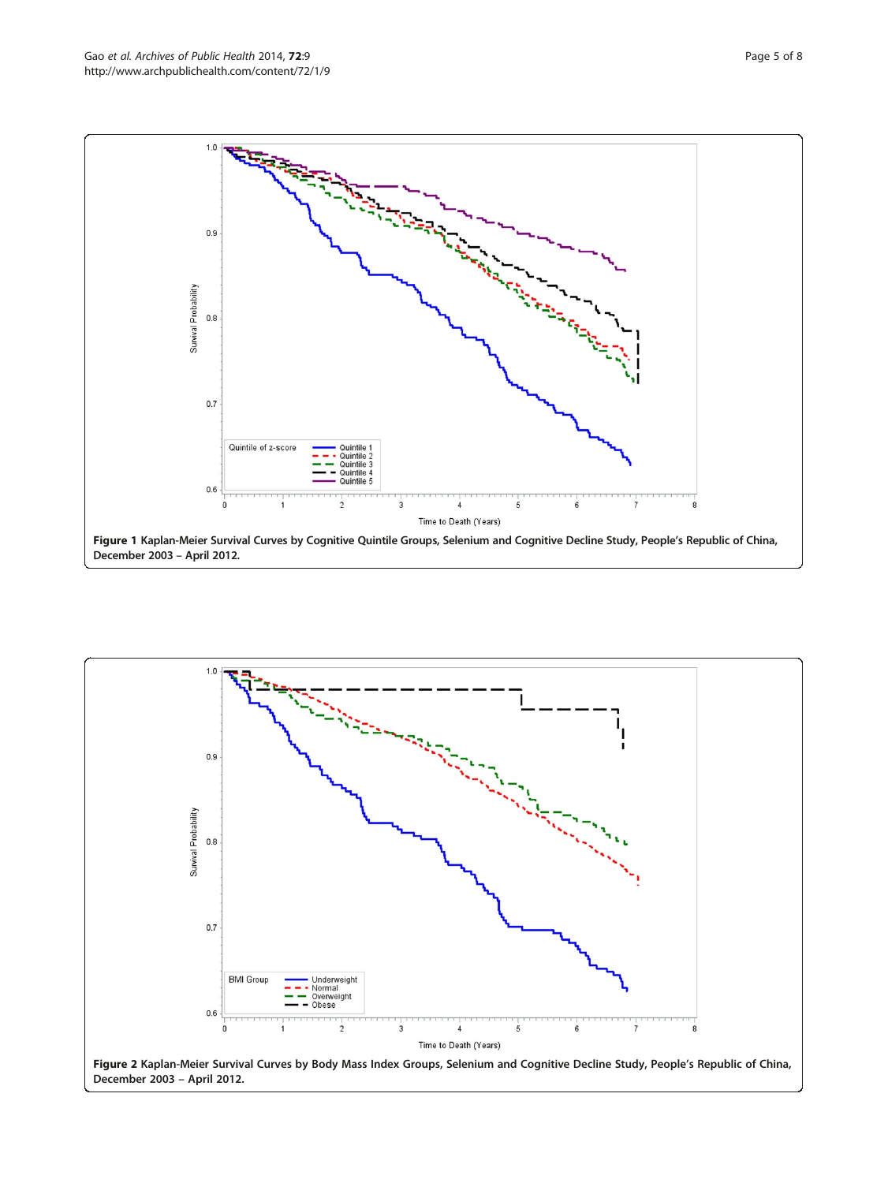**Figure 1** Kaplan-Meier Survival Curves by Cognitive Quintile Groups, Selenium and Cognitive Decline Study, People's Republic of China, December 2003 – April 2012.

**Figure 2** Kaplan-Meier Survival Curves by Body Mass Index Groups, Selenium and Cognitive Decline Study, People's Republic of China, December 2003 – April 2012.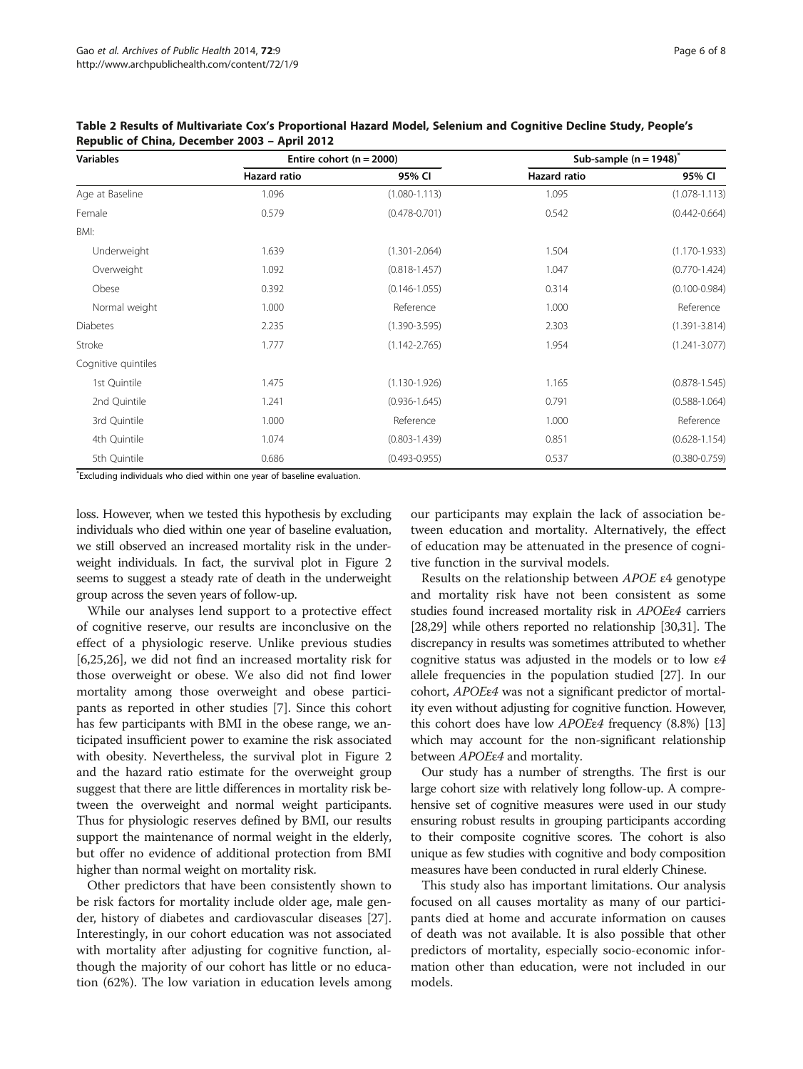**Table 2 Results of Multivariate Cox's Proportional Hazard Model, Selenium and Cognitive Decline Study, People's Republic of China, December 2003 – April 2012**

| Variables | Entire cohort (n = 2000) | | Sub-sample (n = 1948)* | |
|---|---|---|---|---|
| | Hazard ratio | 95% CI | Hazard ratio | 95% CI |
| Age at Baseline | 1.096 | (1.080-1.113) | 1.095 | (1.078-1.113) |
| Female | 0.579 | (0.478-0.701) | 0.542 | (0.442-0.664) |
| BMI: | | | | |
| Underweight | 1.639 | (1.301-2.064) | 1.504 | (1.170-1.933) |
| Overweight | 1.092 | (0.818-1.457) | 1.047 | (0.770-1.424) |
| Obese | 0.392 | (0.146-1.055) | 0.314 | (0.100-0.984) |
| Normal weight | 1.000 | Reference | 1.000 | Reference |
| Diabetes | 2.235 | (1.390-3.595) | 2.303 | (1.391-3.814) |
| Stroke | 1.777 | (1.142-2.765) | 1.954 | (1.241-3.077) |
| Cognitive quintiles | | | | |
| 1st Quintile | 1.475 | (1.130-1.926) | 1.165 | (0.878-1.545) |
| 2nd Quintile | 1.241 | (0.936-1.645) | 0.791 | (0.588-1.064) |
| 3rd Quintile | 1.000 | Reference | 1.000 | Reference |
| 4th Quintile | 1.074 | (0.803-1.439) | 0.851 | (0.628-1.154) |
| 5th Quintile | 0.686 | (0.493-0.955) | 0.537 | (0.380-0.759) |

*Excluding individuals who died within one year of baseline evaluation.

loss. However, when we tested this hypothesis by excluding individuals who died within one year of baseline evaluation, we still observed an increased mortality risk in the underweight individuals. In fact, the survival plot in Figure 2 seems to suggest a steady rate of death in the underweight group across the seven years of follow-up.

While our analyses lend support to a protective effect of cognitive reserve, our results are inconclusive on the effect of a physiologic reserve. Unlike previous studies [6,25,26], we did not find an increased mortality risk for those overweight or obese. We also did not find lower mortality among those overweight and obese participants as reported in other studies [7]. Since this cohort has few participants with BMI in the obese range, we anticipated insufficient power to examine the risk associated with obesity. Nevertheless, the survival plot in Figure 2 and the hazard ratio estimate for the overweight group suggest that there are little differences in mortality risk between the overweight and normal weight participants. Thus for physiologic reserves defined by BMI, our results support the maintenance of normal weight in the elderly, but offer no evidence of additional protection from BMI higher than normal weight on mortality risk.

Other predictors that have been consistently shown to be risk factors for mortality include older age, male gender, history of diabetes and cardiovascular diseases [27]. Interestingly, in our cohort education was not associated with mortality after adjusting for cognitive function, although the majority of our cohort has little or no education (62%). The low variation in education levels among our participants may explain the lack of association between education and mortality. Alternatively, the effect of education may be attenuated in the presence of cognitive function in the survival models.

Results on the relationship between *APOE* ε4 genotype and mortality risk have not been consistent as some studies found increased mortality risk in *APOEε4* carriers [28,29] while others reported no relationship [30,31]. The discrepancy in results was sometimes attributed to whether cognitive status was adjusted in the models or to low *ε4* allele frequencies in the population studied [27]. In our cohort, *APOEε4* was not a significant predictor of mortality even without adjusting for cognitive function. However, this cohort does have low *APOEε4* frequency (8.8%) [13] which may account for the non-significant relationship between *APOEε4* and mortality.

Our study has a number of strengths. The first is our large cohort size with relatively long follow-up. A comprehensive set of cognitive measures were used in our study ensuring robust results in grouping participants according to their composite cognitive scores. The cohort is also unique as few studies with cognitive and body composition measures have been conducted in rural elderly Chinese.

This study also has important limitations. Our analysis focused on all causes mortality as many of our participants died at home and accurate information on causes of death was not available. It is also possible that other predictors of mortality, especially socio-economic information other than education, were not included in our models.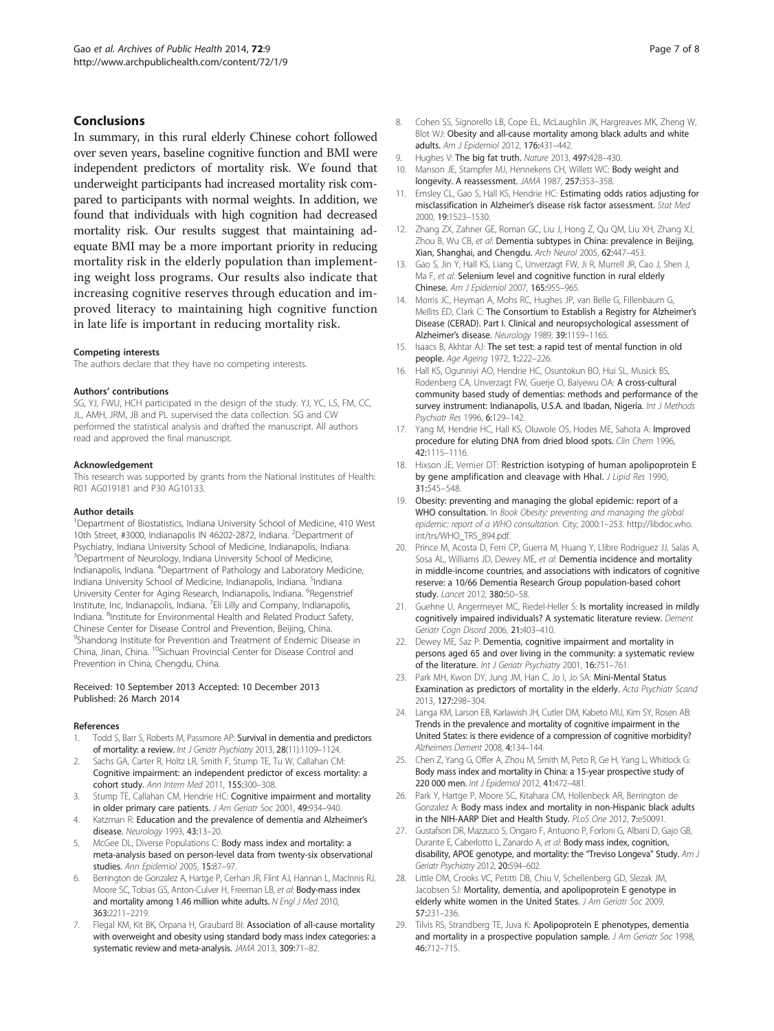## Conclusions

In summary, in this rural elderly Chinese cohort followed over seven years, baseline cognitive function and BMI were independent predictors of mortality risk. We found that underweight participants had increased mortality risk compared to participants with normal weights. In addition, we found that individuals with high cognition had decreased mortality risk. Our results suggest that maintaining adequate BMI may be a more important priority in reducing mortality risk in the elderly population than implementing weight loss programs. Our results also indicate that increasing cognitive reserves through education and improved literacy to maintaining high cognitive function in late life is important in reducing mortality risk.

#### Competing interests

The authors declare that they have no competing interests.

#### Authors' contributions

SG, YJ, FWU, HCH participated in the design of the study. YJ, YC, LS, FM, CC, JL, AMH, JRM, JB and PL supervised the data collection. SG and CW performed the statistical analysis and drafted the manuscript. All authors read and approved the final manuscript.

#### Acknowledgement

This research was supported by grants from the National Institutes of Health: R01 AG019181 and P30 AG10133.

#### Author details

[1]Department of Biostatistics, Indiana University School of Medicine, 410 West 10th Street, #3000, Indianapolis IN 46202-2872, Indiana. [2]Department of Psychiatry, Indiana University School of Medicine, Indianapolis, Indiana. [3]Department of Neurology, Indiana University School of Medicine, Indianapolis, Indiana. [4]Department of Pathology and Laboratory Medicine, Indiana University School of Medicine, Indianapolis, Indiana. [5]Indiana University Center for Aging Research, Indianapolis, Indiana. [6]Regenstrief Institute, Inc, Indianapolis, Indiana. [7]Eli Lilly and Company, Indianapolis, Indiana. [8]Institute for Environmental Health and Related Product Safety, Chinese Center for Disease Control and Prevention, Beijing, China. [9]Shandong Institute for Prevention and Treatment of Endemic Disease in China, Jinan, China. [10]Sichuan Provincial Center for Disease Control and Prevention in China, Chengdu, China.

Received: 10 September 2013 Accepted: 10 December 2013
Published: 26 March 2014

#### References

1. Todd S, Barr S, Roberts M, Passmore AP: **Survival in dementia and predictors of mortality: a review.** *Int J Geriatr Psychiatry* 2013, **28**(11):1109–1124.
2. Sachs GA, Carter R, Holtz LR, Smith F, Stump TE, Tu W, Callahan CM: **Cognitive impairment: an independent predictor of excess mortality: a cohort study.** *Ann Intern Med* 2011, **155**:300–308.
3. Stump TE, Callahan CM, Hendrie HC: **Cognitive impairment and mortality in older primary care patients.** *J Am Geriatr Soc* 2001, **49**:934–940.
4. Katzman R: **Education and the prevalence of dementia and Alzheimer's disease.** *Neurology* 1993, **43**:13–20.
5. McGee DL, Diverse Populations C: **Body mass index and mortality: a meta-analysis based on person-level data from twenty-six observational studies.** *Ann Epidemiol* 2005, **15**:87–97.
6. Berrington de Gonzalez A, Hartge P, Cerhan JR, Flint AJ, Hannan L, MacInnis RJ, Moore SC, Tobias GS, Anton-Culver H, Freeman LB, *et al*: **Body-mass index and mortality among 1.46 million white adults.** *N Engl J Med* 2010, **363**:2211–2219.
7. Flegal KM, Kit BK, Orpana H, Graubard BI: **Association of all-cause mortality with overweight and obesity using standard body mass index categories: a systematic review and meta-analysis.** *JAMA* 2013, **309**:71–82.
8. Cohen SS, Signorello LB, Cope EL, McLaughlin JK, Hargreaves MK, Zheng W, Blot WJ: **Obesity and all-cause mortality among black adults and white adults.** *Am J Epidemiol* 2012, **176**:431–442.
9. Hughes V: **The big fat truth.** *Nature* 2013, **497**:428–430.
10. Manson JE, Stampfer MJ, Hennekens CH, Willett WC: **Body weight and longevity. A reassessment.** *JAMA* 1987, **257**:353–358.
11. Emsley CL, Gao S, Hall KS, Hendrie HC: **Estimating odds ratios adjusting for misclassification in Alzheimer's disease risk factor assessment.** *Stat Med* 2000, **19**:1523–1530.
12. Zhang ZX, Zahner GE, Roman GC, Liu J, Hong Z, Qu QM, Liu XH, Zhang XJ, Zhou B, Wu CB, *et al*: **Dementia subtypes in China: prevalence in Beijing, Xian, Shanghai, and Chengdu.** *Arch Neurol* 2005, **62**:447–453.
13. Gao S, Jin Y, Hall KS, Liang C, Unverzagt FW, Ji R, Murrell JR, Cao J, Shen J, Ma F, *et al*: **Selenium level and cognitive function in rural elderly Chinese.** *Am J Epidemiol* 2007, **165**:955–965.
14. Morris JC, Heyman A, Mohs RC, Hughes JP, van Belle G, Fillenbaum G, Mellits ED, Clark C: **The Consortium to Establish a Registry for Alzheimer's Disease (CERAD). Part I. Clinical and neuropsychological assessment of Alzheimer's disease.** *Neurology* 1989, **39**:1159–1165.
15. Isaacs B, Akhtar AJ: **The set test: a rapid test of mental function in old people.** *Age Ageing* 1972, **1**:222–226.
16. Hall KS, Ogunniyi AO, Hendrie HC, Osuntokun BO, Hui SL, Musick BS, Rodenberg CA, Unverzagt FW, Guerje O, Baiyewu OA: **A cross-cultural community based study of dementias: methods and performance of the survey instrument: Indianapolis, U.S.A. and Ibadan, Nigeria.** *Int J Methods Psychiatr Res* 1996, **6**:129–142.
17. Yang M, Hendrie HC, Hall KS, Oluwole OS, Hodes ME, Sahota A: **Improved procedure for eluting DNA from dried blood spots.** *Clin Chem* 1996, **42**:1115–1116.
18. Hixson JE, Vernier DT: **Restriction isotyping of human apolipoprotein E by gene amplification and cleavage with HhaI.** *J Lipid Res* 1990, **31**:545–548.
19. **Obesity: preventing and managing the global epidemic: report of a WHO consultation.** In *Book Obesity: preventing and managing the global epidemic: report of a WHO consultation.* City; 2000:1–253. http://libdoc.who.int/trs/WHO_TRS_894.pdf.
20. Prince M, Acosta D, Ferri CP, Guerra M, Huang Y, Llibre Rodriguez JJ, Salas A, Sosa AL, Williams JD, Dewey ME, *et al*: **Dementia incidence and mortality in middle-income countries, and associations with indicators of cognitive reserve: a 10/66 Dementia Research Group population-based cohort study.** *Lancet* 2012, **380**:50–58.
21. Guehne U, Angermeyer MC, Riedel-Heller S: **Is mortality increased in mildly cognitively impaired individuals? A systematic literature review.** *Dement Geriatr Cogn Disord* 2006, **21**:403–410.
22. Dewey ME, Saz P: **Dementia, cognitive impairment and mortality in persons aged 65 and over living in the community: a systematic review of the literature.** *Int J Geriatr Psychiatry* 2001, **16**:751–761.
23. Park MH, Kwon DY, Jung JM, Han C, Jo I, Jo SA: **Mini-Mental Status Examination as predictors of mortality in the elderly.** *Acta Psychiatr Scand* 2013, **127**:298–304.
24. Langa KM, Larson EB, Karlawish JH, Cutler DM, Kabeto MU, Kim SY, Rosen AB: **Trends in the prevalence and mortality of cognitive impairment in the United States: is there evidence of a compression of cognitive morbidity?** *Alzheimers Dement* 2008, **4**:134–144.
25. Chen Z, Yang G, Offer A, Zhou M, Smith M, Peto R, Ge H, Yang L, Whitlock G: **Body mass index and mortality in China: a 15-year prospective study of 220 000 men.** *Int J Epidemiol* 2012, **41**:472–481.
26. Park Y, Hartge P, Moore SC, Kitahara CM, Hollenbeck AR, Berrington de Gonzalez A: **Body mass index and mortality in non-Hispanic black adults in the NIH-AARP Diet and Health Study.** *PLoS One* 2012, **7**:e50091.
27. Gustafson DR, Mazzuco S, Ongaro F, Antuono P, Forloni G, Albani D, Gajo GB, Durante E, Caberlotto L, Zanardo A, *et al*: **Body mass index, cognition, disability, APOE genotype, and mortality: the "Treviso Longeva" Study.** *Am J Geriatr Psychiatry* 2012, **20**:594–602.
28. Little DM, Crooks VC, Petitti DB, Chiu V, Schellenberg GD, Slezak JM, Jacobsen SJ: **Mortality, dementia, and apolipoprotein E genotype in elderly white women in the United States.** *J Am Geriatr Soc* 2009, **57**:231–236.
29. Tilvis RS, Strandberg TE, Juva K: **Apolipoprotein E phenotypes, dementia and mortality in a prospective population sample.** *J Am Geriatr Soc* 1998, **46**:712–715.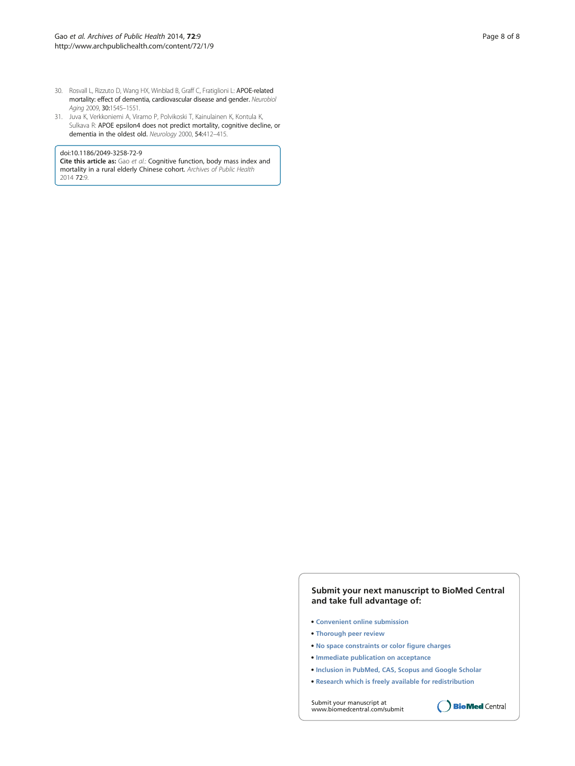30. Rosvall L, Rizzuto D, Wang HX, Winblad B, Graff C, Fratiglioni L: **APOE-related mortality: effect of dementia, cardiovascular disease and gender.** *Neurobiol Aging* 2009, **30:**1545–1551.
31. Juva K, Verkkoniemi A, Viramo P, Polvikoski T, Kainulainen K, Kontula K, Sulkava R: **APOE epsilon4 does not predict mortality, cognitive decline, or dementia in the oldest old.** *Neurology* 2000, **54:**412–415.

doi:10.1186/2049-3258-72-9
**Cite this article as:** Gao *et al.*: Cognitive function, body mass index and mortality in a rural elderly Chinese cohort. *Archives of Public Health* 2014 **72**:9.

**Submit your next manuscript to BioMed Central and take full advantage of:**

- **Convenient online submission**
- **Thorough peer review**
- **No space constraints or color figure charges**
- **Immediate publication on acceptance**
- **Inclusion in PubMed, CAS, Scopus and Google Scholar**
- **Research which is freely available for redistribution**

Submit your manuscript at
www.biomedcentral.com/submit

BioMed Central